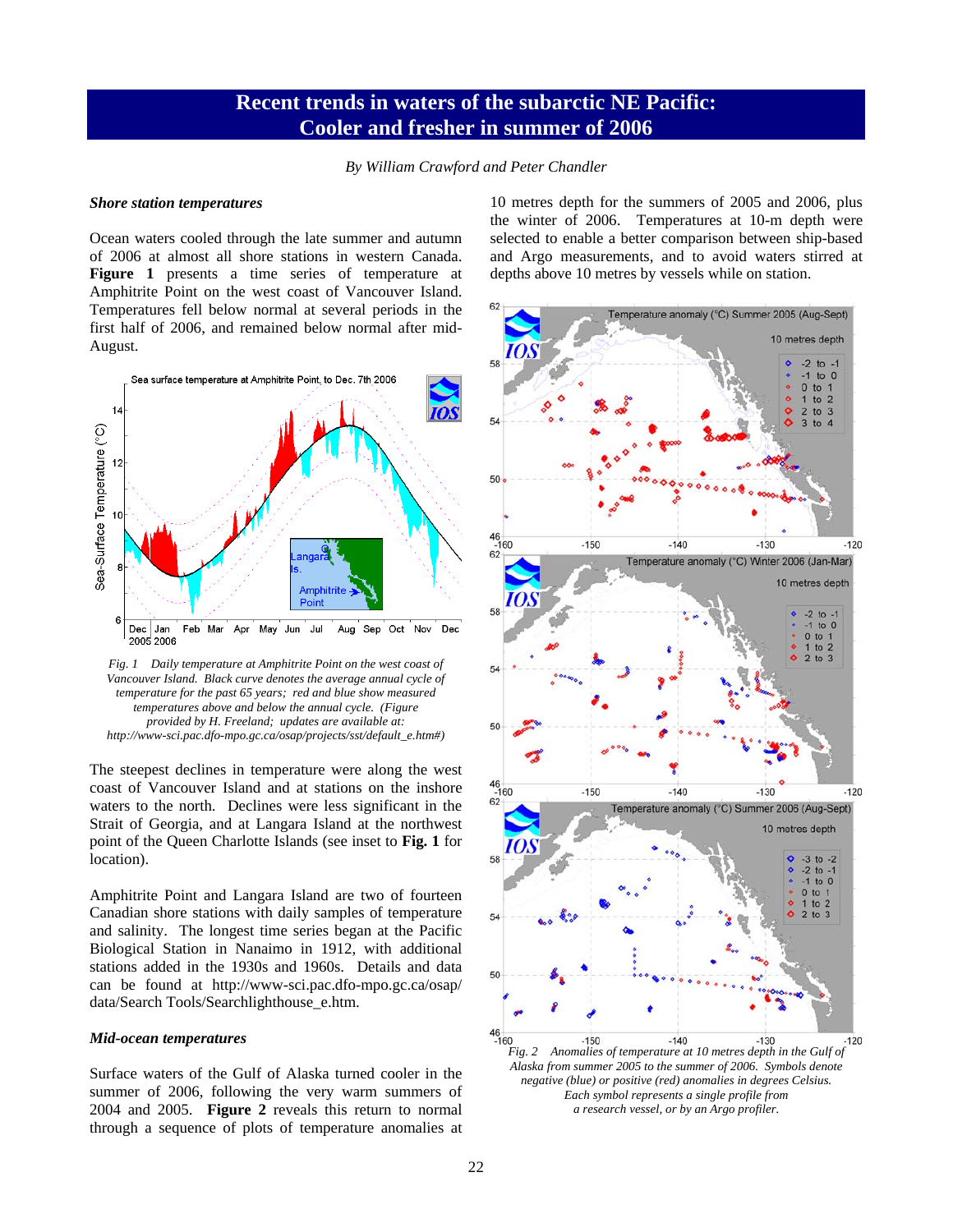# Recent trends in waters of the subarctic NE Pacific: Cooler and fresher in summer of 2006

*By William Crawford and Peter Chandler*

### *Shore station temperatures*

Ocean waters cooled through the late summer and autumn of 2006 at almost all shore stations in western Canada. **Figure 1** presents a time series of temperature at Amphitrite Point on the west coast of Vancouver Island. Temperatures fell below normal at several periods in the first half of 2006, and remained below normal after mid-August.

*Fig. 1 Daily temperature at Amphitrite Point on the west coast of Vancouver Island. Black curve denotes the average annual cycle of temperature for the past 65 years; red and blue show measured temperatures above and below the annual cycle. (Figure provided by H. Freeland; updates are available at: http://www-sci.pac.dfo-mpo.gc.ca/osap/projects/sst/default_e.htm#)*

The steepest declines in temperature were along the west coast of Vancouver Island and at stations on the inshore waters to the north. Declines were less significant in the Strait of Georgia, and at Langara Island at the northwest point of the Queen Charlotte Islands (see inset to **Fig. 1** for location).

Amphitrite Point and Langara Island are two of fourteen Canadian shore stations with daily samples of temperature and salinity. The longest time series began at the Pacific Biological Station in Nanaimo in 1912, with additional stations added in the 1930s and 1960s. Details and data can be found at http://www-sci.pac.dfo-mpo.gc.ca/osap/data/Search Tools/Searchlighthouse_e.htm.

### *Mid-ocean temperatures*

Surface waters of the Gulf of Alaska turned cooler in the summer of 2006, following the very warm summers of 2004 and 2005. **Figure 2** reveals this return to normal through a sequence of plots of temperature anomalies at 10 metres depth for the summers of 2005 and 2006, plus the winter of 2006. Temperatures at 10-m depth were selected to enable a better comparison between ship-based and Argo measurements, and to avoid waters stirred at depths above 10 metres by vessels while on station.

*Fig. 2 Anomalies of temperature at 10 metres depth in the Gulf of Alaska from summer 2005 to the summer of 2006. Symbols denote negative (blue) or positive (red) anomalies in degrees Celsius. Each symbol represents a single profile from a research vessel, or by an Argo profiler.*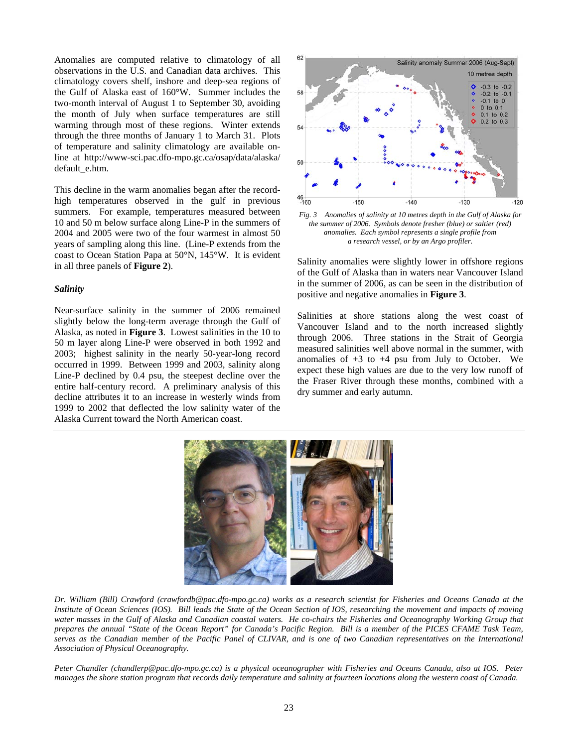Anomalies are computed relative to climatology of all observations in the U.S. and Canadian data archives. This climatology covers shelf, inshore and deep-sea regions of the Gulf of Alaska east of 160°W. Summer includes the two-month interval of August 1 to September 30, avoiding the month of July when surface temperatures are still warming through most of these regions. Winter extends through the three months of January 1 to March 31. Plots of temperature and salinity climatology are available on-line at http://www-sci.pac.dfo-mpo.gc.ca/osap/data/alaska/default_e.htm.

This decline in the warm anomalies began after the record-high temperatures observed in the gulf in previous summers. For example, temperatures measured between 10 and 50 m below surface along Line-P in the summers of 2004 and 2005 were two of the four warmest in almost 50 years of sampling along this line. (Line-P extends from the coast to Ocean Station Papa at 50°N, 145°W. It is evident in all three panels of **Figure 2**).

### *Salinity*

Near-surface salinity in the summer of 2006 remained slightly below the long-term average through the Gulf of Alaska, as noted in **Figure 3**. Lowest salinities in the 10 to 50 m layer along Line-P were observed in both 1992 and 2003; highest salinity in the nearly 50-year-long record occurred in 1999. Between 1999 and 2003, salinity along Line-P declined by 0.4 psu, the steepest decline over the entire half-century record. A preliminary analysis of this decline attributes it to an increase in westerly winds from 1999 to 2002 that deflected the low salinity water of the Alaska Current toward the North American coast.

Salinity anomaly Summer 2006 (Aug-Sept)
10 metres depth
-0.3 to -0.2
-0.2 to -0.1
-0.1 to 0
0 to 0.1
0.1 to 0.2
0.2 to 0.3
62
58
54
50
46
-160
-150
-140
-130
-120

*Fig. 3 Anomalies of salinity at 10 metres depth in the Gulf of Alaska for the summer of 2006. Symbols denote fresher (blue) or saltier (red) anomalies. Each symbol represents a single profile from a research vessel, or by an Argo profiler.*

Salinity anomalies were slightly lower in offshore regions of the Gulf of Alaska than in waters near Vancouver Island in the summer of 2006, as can be seen in the distribution of positive and negative anomalies in **Figure 3**.

Salinities at shore stations along the west coast of Vancouver Island and to the north increased slightly through 2006. Three stations in the Strait of Georgia measured salinities well above normal in the summer, with anomalies of +3 to +4 psu from July to October. We expect these high values are due to the very low runoff of the Fraser River through these months, combined with a dry summer and early autumn.

*Dr. William (Bill) Crawford (crawfordb@pac.dfo-mpo.gc.ca) works as a research scientist for Fisheries and Oceans Canada at the Institute of Ocean Sciences (IOS). Bill leads the State of the Ocean Section of IOS, researching the movement and impacts of moving water masses in the Gulf of Alaska and Canadian coastal waters. He co-chairs the Fisheries and Oceanography Working Group that prepares the annual "State of the Ocean Report" for Canada's Pacific Region. Bill is a member of the PICES CFAME Task Team, serves as the Canadian member of the Pacific Panel of CLIVAR, and is one of two Canadian representatives on the International Association of Physical Oceanography.*

*Peter Chandler (chandlerp@pac.dfo-mpo.gc.ca) is a physical oceanographer with Fisheries and Oceans Canada, also at IOS. Peter manages the shore station program that records daily temperature and salinity at fourteen locations along the western coast of Canada.*